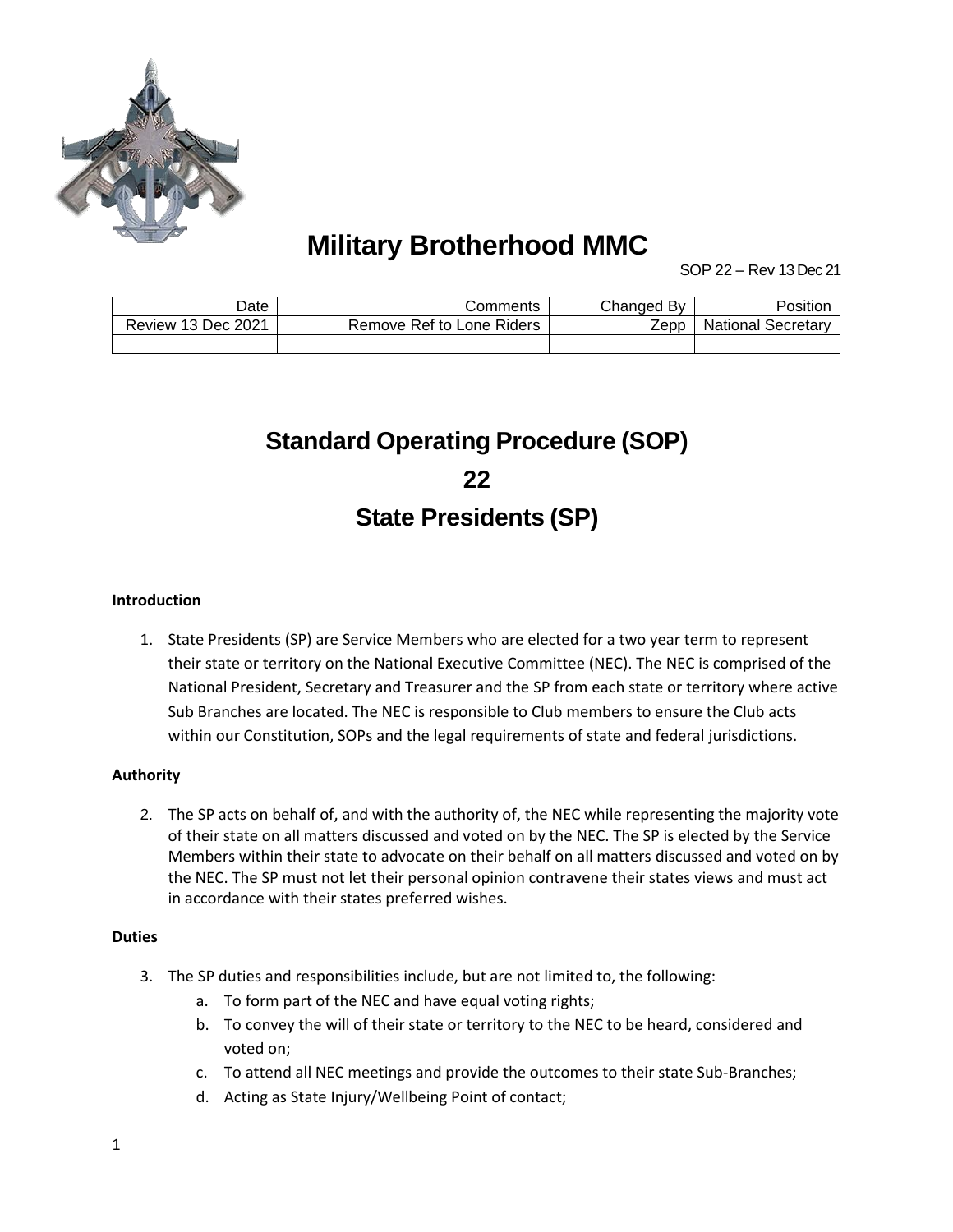# Military Brotherhood MMC

SOP 22 – Rev 13 Dec 21

| Date | Comments | Changed By | Position |
| --- | --- | --- | --- |
| Review 13 Dec 2021 | Remove Ref to Lone Riders | Zepp | National Secretary |
| | | | |

## Standard Operating Procedure (SOP)

## 22

## State Presidents (SP)

**Introduction**

1. State Presidents (SP) are Service Members who are elected for a two year term to represent their state or territory on the National Executive Committee (NEC). The NEC is comprised of the National President, Secretary and Treasurer and the SP from each state or territory where active Sub Branches are located. The NEC is responsible to Club members to ensure the Club acts within our Constitution, SOPs and the legal requirements of state and federal jurisdictions.

**Authority**

2. The SP acts on behalf of, and with the authority of, the NEC while representing the majority vote of their state on all matters discussed and voted on by the NEC. The SP is elected by the Service Members within their state to advocate on their behalf on all matters discussed and voted on by the NEC. The SP must not let their personal opinion contravene their states views and must act in accordance with their states preferred wishes.

**Duties**

3. The SP duties and responsibilities include, but are not limited to, the following:
    a. To form part of the NEC and have equal voting rights;
    b. To convey the will of their state or territory to the NEC to be heard, considered and voted on;
    c. To attend all NEC meetings and provide the outcomes to their state Sub-Branches;
    d. Acting as State Injury/Wellbeing Point of contact;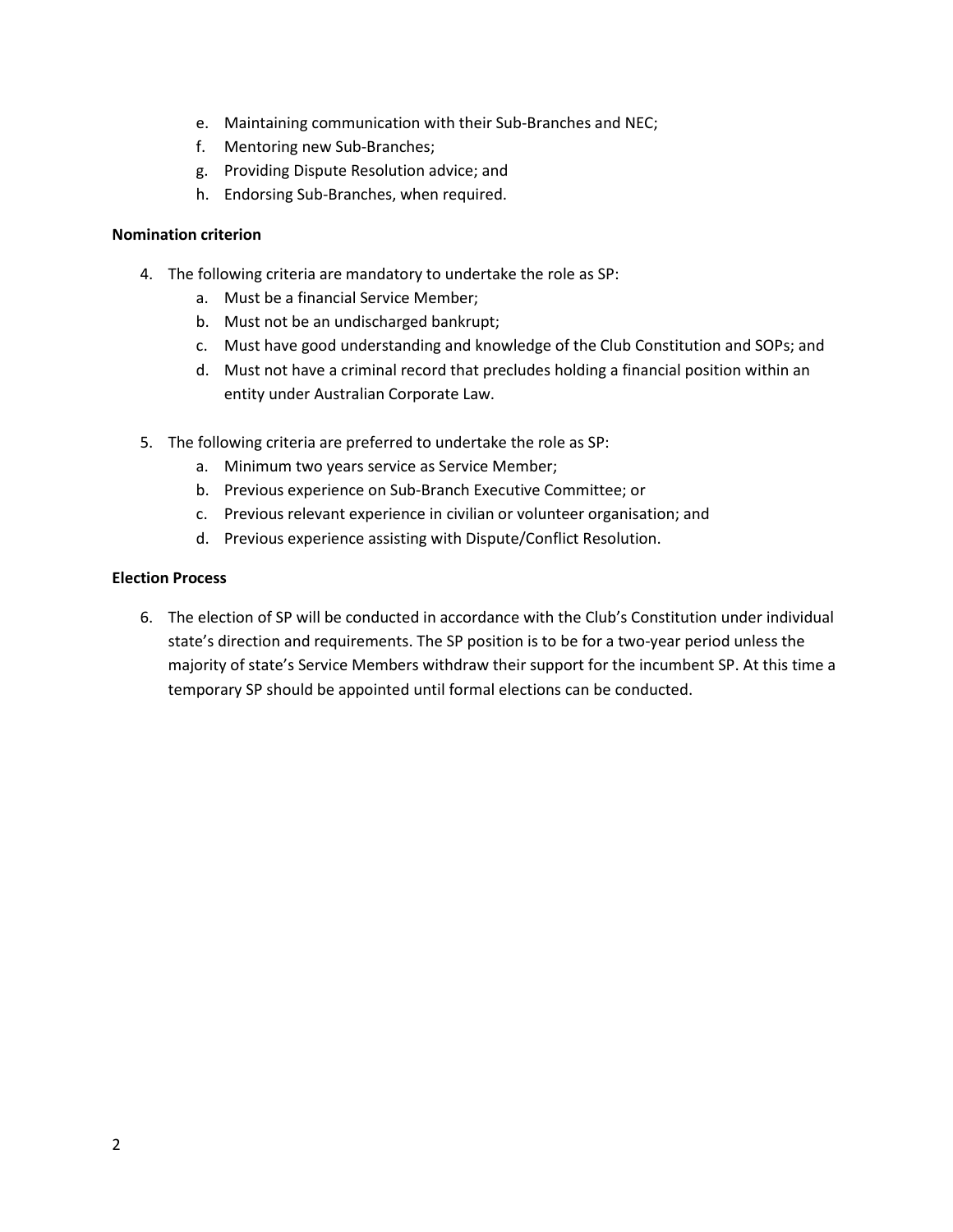e. Maintaining communication with their Sub-Branches and NEC;
f. Mentoring new Sub-Branches;
g. Providing Dispute Resolution advice; and
h. Endorsing Sub-Branches, when required.

**Nomination criterion**

4. The following criteria are mandatory to undertake the role as SP:
   a. Must be a financial Service Member;
   b. Must not be an undischarged bankrupt;
   c. Must have good understanding and knowledge of the Club Constitution and SOPs; and
   d. Must not have a criminal record that precludes holding a financial position within an entity under Australian Corporate Law.

5. The following criteria are preferred to undertake the role as SP:
   a. Minimum two years service as Service Member;
   b. Previous experience on Sub-Branch Executive Committee; or
   c. Previous relevant experience in civilian or volunteer organisation; and
   d. Previous experience assisting with Dispute/Conflict Resolution.

**Election Process**

6. The election of SP will be conducted in accordance with the Club's Constitution under individual state's direction and requirements. The SP position is to be for a two-year period unless the majority of state's Service Members withdraw their support for the incumbent SP. At this time a temporary SP should be appointed until formal elections can be conducted.